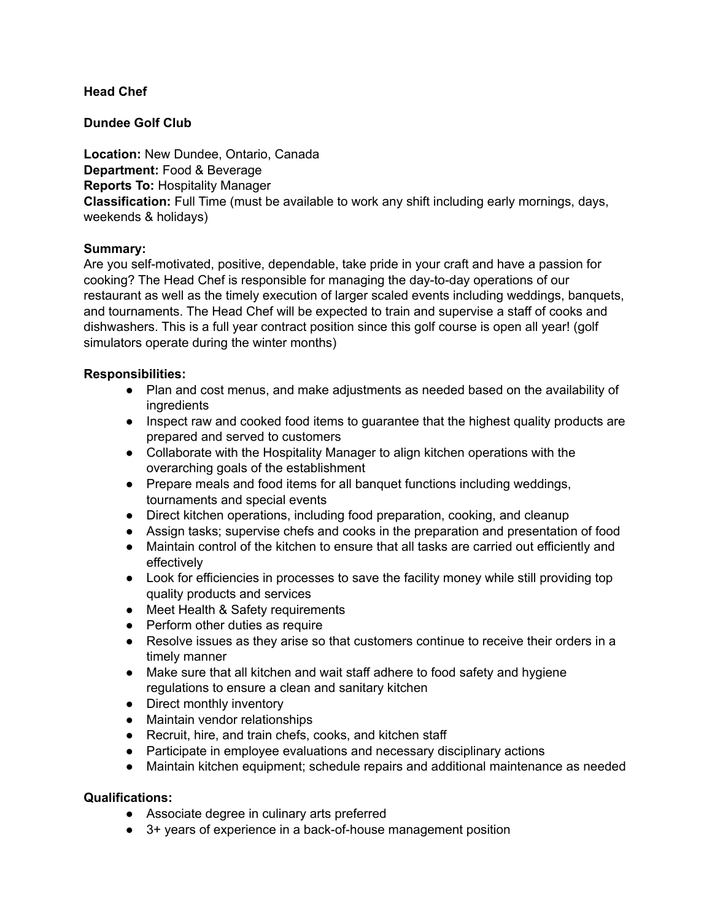**Head Chef**

**Dundee Golf Club**

**Location:** New Dundee, Ontario, Canada
**Department:** Food & Beverage
**Reports To:** Hospitality Manager
**Classification:** Full Time (must be available to work any shift including early mornings, days, weekends & holidays)

**Summary:**
Are you self-motivated, positive, dependable, take pride in your craft and have a passion for cooking? The Head Chef is responsible for managing the day-to-day operations of our restaurant as well as the timely execution of larger scaled events including weddings, banquets, and tournaments. The Head Chef will be expected to train and supervise a staff of cooks and dishwashers. This is a full year contract position since this golf course is open all year! (golf simulators operate during the winter months)

**Responsibilities:**

- Plan and cost menus, and make adjustments as needed based on the availability of ingredients
- Inspect raw and cooked food items to guarantee that the highest quality products are prepared and served to customers
- Collaborate with the Hospitality Manager to align kitchen operations with the overarching goals of the establishment
- Prepare meals and food items for all banquet functions including weddings, tournaments and special events
- Direct kitchen operations, including food preparation, cooking, and cleanup
- Assign tasks; supervise chefs and cooks in the preparation and presentation of food
- Maintain control of the kitchen to ensure that all tasks are carried out efficiently and effectively
- Look for efficiencies in processes to save the facility money while still providing top quality products and services
- Meet Health & Safety requirements
- Perform other duties as require
- Resolve issues as they arise so that customers continue to receive their orders in a timely manner
- Make sure that all kitchen and wait staff adhere to food safety and hygiene regulations to ensure a clean and sanitary kitchen
- Direct monthly inventory
- Maintain vendor relationships
- Recruit, hire, and train chefs, cooks, and kitchen staff
- Participate in employee evaluations and necessary disciplinary actions
- Maintain kitchen equipment; schedule repairs and additional maintenance as needed

**Qualifications:**

- Associate degree in culinary arts preferred
- 3+ years of experience in a back-of-house management position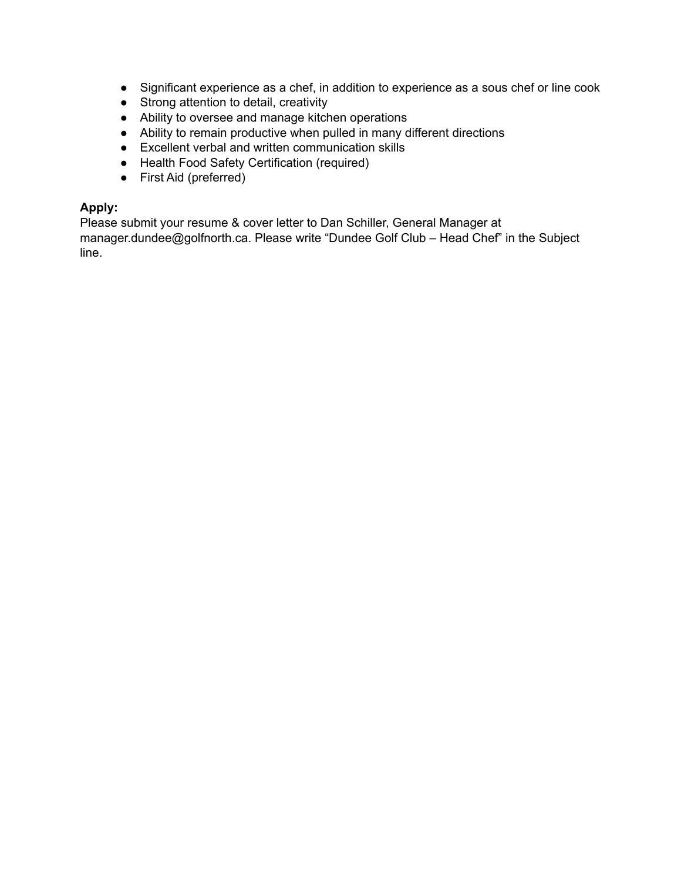- Significant experience as a chef, in addition to experience as a sous chef or line cook
- Strong attention to detail, creativity
- Ability to oversee and manage kitchen operations
- Ability to remain productive when pulled in many different directions
- Excellent verbal and written communication skills
- Health Food Safety Certification (required)
- First Aid (preferred)

**Apply:**
Please submit your resume & cover letter to Dan Schiller, General Manager at manager.dundee@golfnorth.ca. Please write "Dundee Golf Club – Head Chef" in the Subject line.